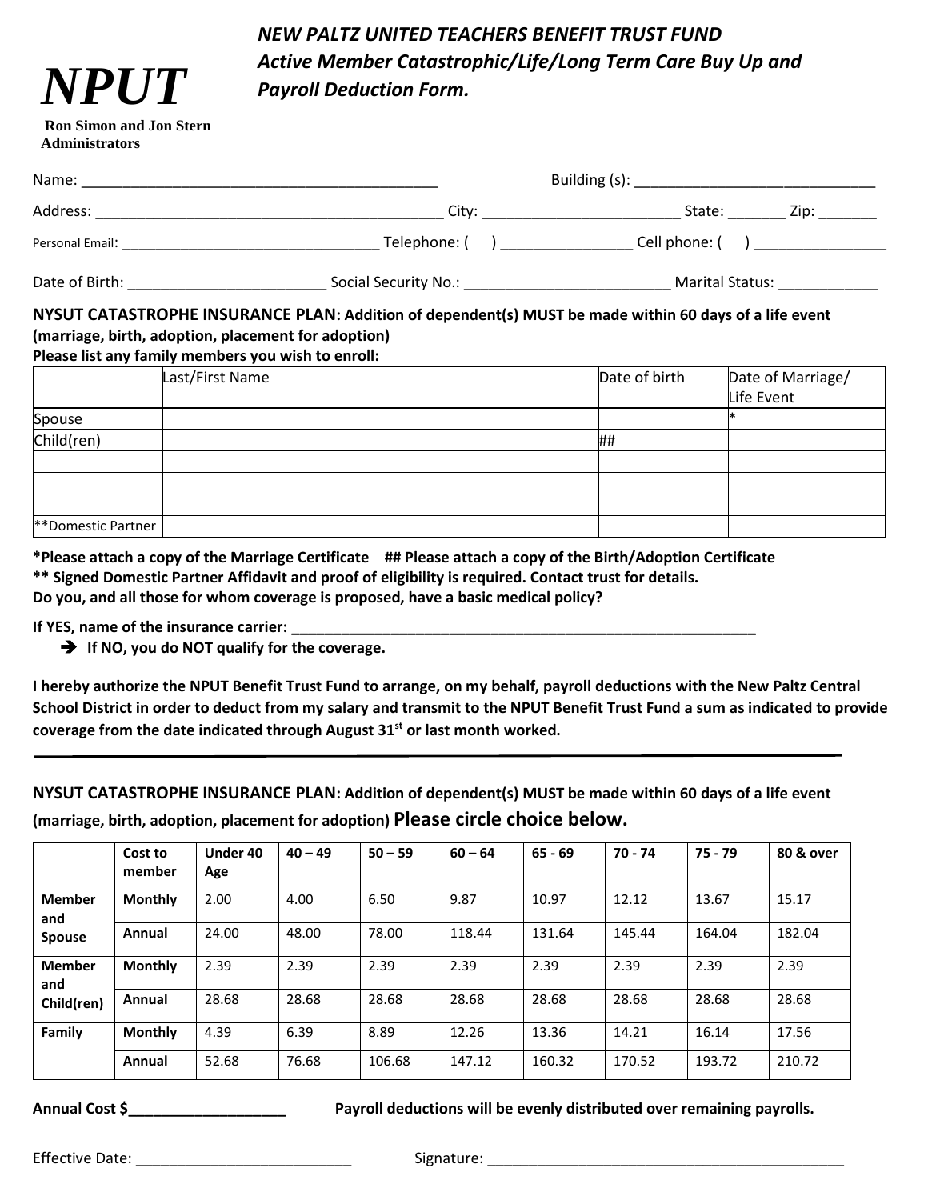# NPUT

**Ron Simon and Jon Stern Administrators**

***NEW PALTZ UNITED TEACHERS BENEFIT TRUST FUND***
***Active Member Catastrophic/Life/Long Term Care Buy Up and Payroll Deduction Form.***

Name: ___________________________________________ Building (s): ____________________________

Address: ___________________________________________ City: ________________________ State: _______ Zip: _______

Personal Email: _______________________________ Telephone: ( ) ________________ Cell phone: ( ) ________________

Date of Birth: _______________________ Social Security No.: _________________________ Marital Status: ____________

**NYSUT CATASTROPHE INSURANCE PLAN: Addition of dependent(s) MUST be made within 60 days of a life event (marriage, birth, adoption, placement for adoption)**
**Please list any family members you wish to enroll:**

| | Last/First Name | Date of birth | Date of Marriage/ Life Event |
|---|---|---|---|
| Spouse | | | * |
| Child(ren) | | ## | |
| | | | |
| | | | |
| | | | |
| **Domestic Partner | | | |

**\*Please attach a copy of the Marriage Certificate ## Please attach a copy of the Birth/Adoption Certificate**
**\*\* Signed Domestic Partner Affidavit and proof of eligibility is required. Contact trust for details.**
**Do you, and all those for whom coverage is proposed, have a basic medical policy?**

**If YES, name of the insurance carrier: _______________________________________________________**

- ➔ **If NO, you do NOT qualify for the coverage.**

**I hereby authorize the NPUT Benefit Trust Fund to arrange, on my behalf, payroll deductions with the New Paltz Central School District in order to deduct from my salary and transmit to the NPUT Benefit Trust Fund a sum as indicated to provide coverage from the date indicated through August 31st or last month worked.**

---

**NYSUT CATASTROPHE INSURANCE PLAN: Addition of dependent(s) MUST be made within 60 days of a life event (marriage, birth, adoption, placement for adoption) Please circle choice below.**

| | Cost to member | Under 40 Age | 40 – 49 | 50 – 59 | 60 – 64 | 65 - 69 | 70 - 74 | 75 - 79 | 80 & over |
|---|---|---|---|---|---|---|---|---|---|
| **Member and Spouse** | **Monthly** | 2.00 | 4.00 | 6.50 | 9.87 | 10.97 | 12.12 | 13.67 | 15.17 |
| | **Annual** | 24.00 | 48.00 | 78.00 | 118.44 | 131.64 | 145.44 | 164.04 | 182.04 |
| **Member and Child(ren)** | **Monthly** | 2.39 | 2.39 | 2.39 | 2.39 | 2.39 | 2.39 | 2.39 | 2.39 |
| | **Annual** | 28.68 | 28.68 | 28.68 | 28.68 | 28.68 | 28.68 | 28.68 | 28.68 |
| **Family** | **Monthly** | 4.39 | 6.39 | 8.89 | 12.26 | 13.36 | 14.21 | 16.14 | 17.56 |
| | **Annual** | 52.68 | 76.68 | 106.68 | 147.12 | 160.32 | 170.52 | 193.72 | 210.72 |

**Annual Cost $__________________** **Payroll deductions will be evenly distributed over remaining payrolls.**

Effective Date: __________________________ Signature: ____________________________________________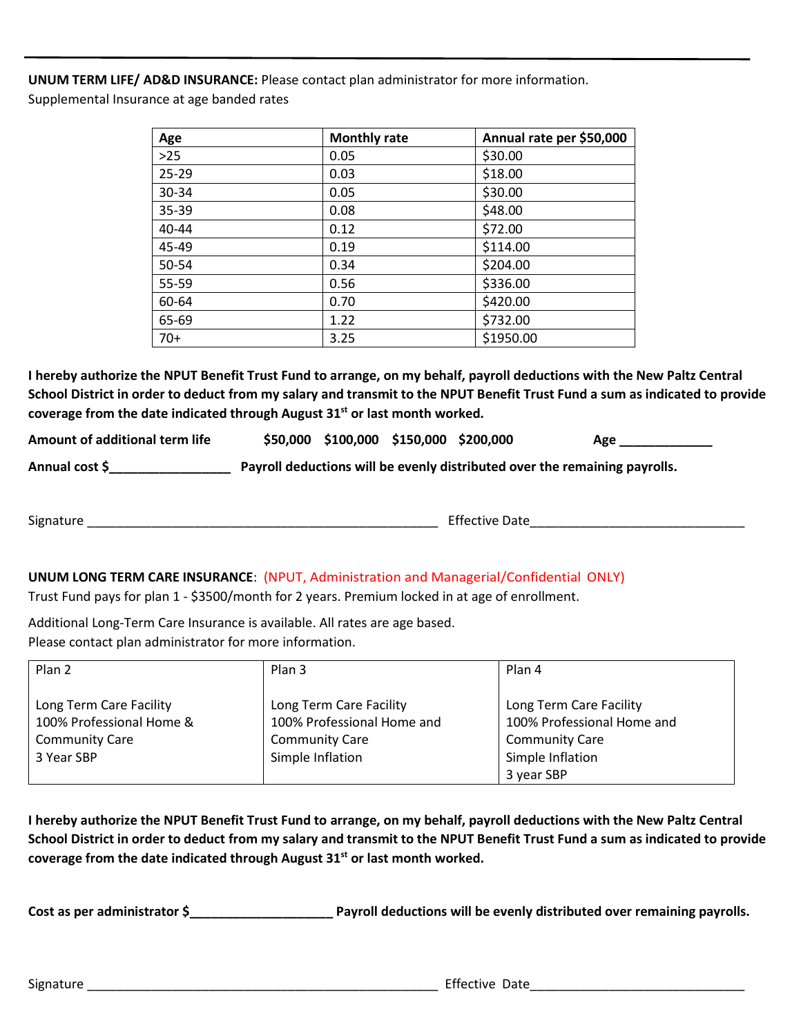**UNUM TERM LIFE/ AD&D INSURANCE:** Please contact plan administrator for more information.
Supplemental Insurance at age banded rates

| Age | Monthly rate | Annual rate per $50,000 |
|---|---|---|
| >25 | 0.05 | $30.00 |
| 25-29 | 0.03 | $18.00 |
| 30-34 | 0.05 | $30.00 |
| 35-39 | 0.08 | $48.00 |
| 40-44 | 0.12 | $72.00 |
| 45-49 | 0.19 | $114.00 |
| 50-54 | 0.34 | $204.00 |
| 55-59 | 0.56 | $336.00 |
| 60-64 | 0.70 | $420.00 |
| 65-69 | 1.22 | $732.00 |
| 70+ | 3.25 | $1950.00 |

**I hereby authorize the NPUT Benefit Trust Fund to arrange, on my behalf, payroll deductions with the New Paltz Central School District in order to deduct from my salary and transmit to the NPUT Benefit Trust Fund a sum as indicated to provide coverage from the date indicated through August 31st or last month worked.**

**Amount of additional term life** **$50,000 $100,000 $150,000 $200,000** **Age _____________**

**Annual cost $_________________ Payroll deductions will be evenly distributed over the remaining payrolls.**

Signature ___________________________________________________ Effective Date_______________________________

**UNUM LONG TERM CARE INSURANCE**: (NPUT, Administration and Managerial/Confidential ONLY)
Trust Fund pays for plan 1 - $3500/month for 2 years. Premium locked in at age of enrollment.

Additional Long-Term Care Insurance is available. All rates are age based.
Please contact plan administrator for more information.

| Plan 2 | Plan 3 | Plan 4 |
|---|---|---|
| Long Term Care Facility<br>100% Professional Home & Community Care<br>3 Year SBP | Long Term Care Facility<br>100% Professional Home and Community Care<br>Simple Inflation | Long Term Care Facility<br>100% Professional Home and Community Care<br>Simple Inflation<br>3 year SBP |

**I hereby authorize the NPUT Benefit Trust Fund to arrange, on my behalf, payroll deductions with the New Paltz Central School District in order to deduct from my salary and transmit to the NPUT Benefit Trust Fund a sum as indicated to provide coverage from the date indicated through August 31st or last month worked.**

**Cost as per administrator $____________________ Payroll deductions will be evenly distributed over remaining payrolls.**

Signature ___________________________________________________ Effective Date_______________________________